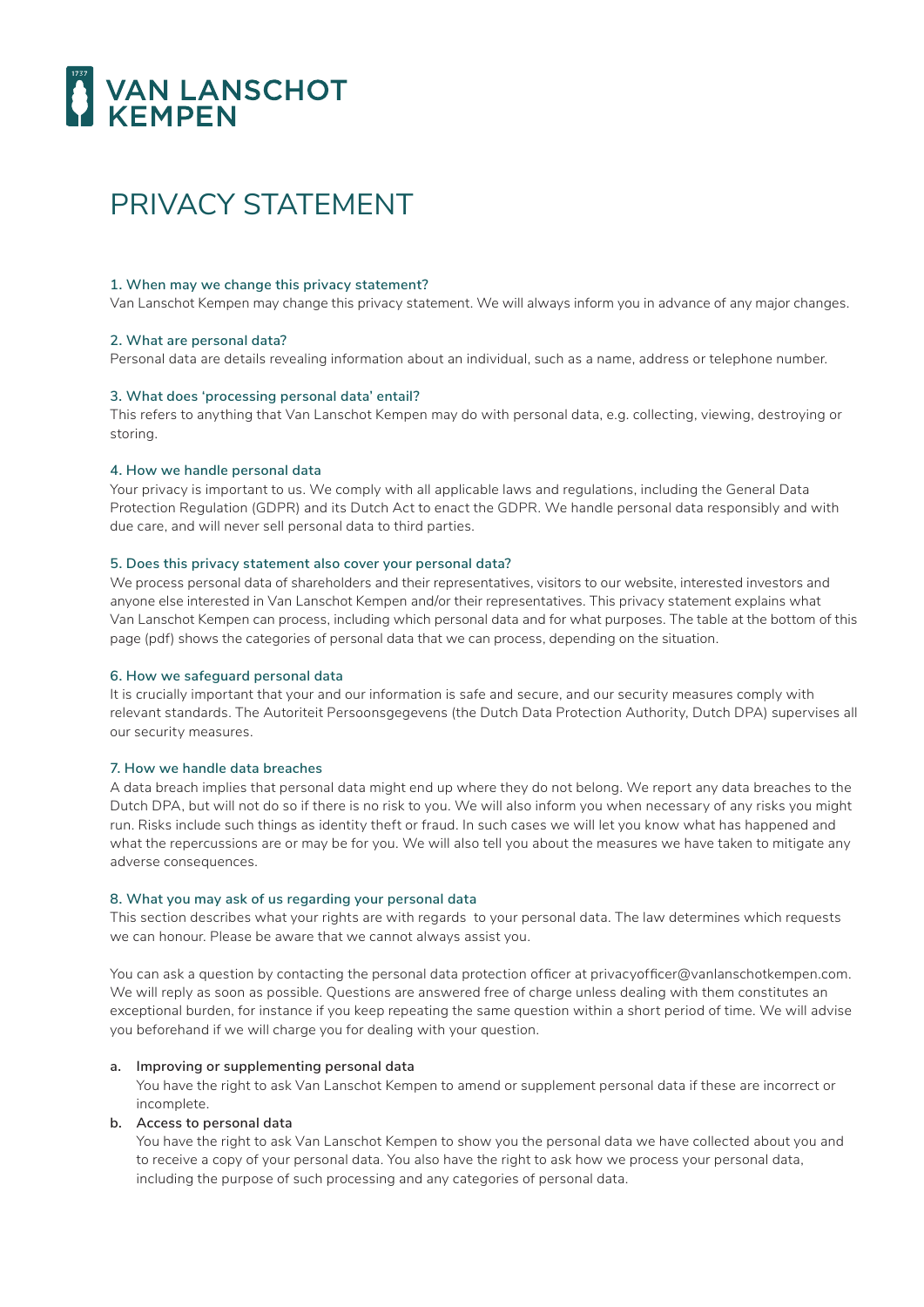VAN LANSCHOT KEMPEN

# PRIVACY STATEMENT

### 1. When may we change this privacy statement?

Van Lanschot Kempen may change this privacy statement. We will always inform you in advance of any major changes.

### 2. What are personal data?

Personal data are details revealing information about an individual, such as a name, address or telephone number.

### 3. What does 'processing personal data' entail?

This refers to anything that Van Lanschot Kempen may do with personal data, e.g. collecting, viewing, destroying or storing.

### 4. How we handle personal data

Your privacy is important to us. We comply with all applicable laws and regulations, including the General Data Protection Regulation (GDPR) and its Dutch Act to enact the GDPR. We handle personal data responsibly and with due care, and will never sell personal data to third parties.

### 5. Does this privacy statement also cover your personal data?

We process personal data of shareholders and their representatives, visitors to our website, interested investors and anyone else interested in Van Lanschot Kempen and/or their representatives. This privacy statement explains what Van Lanschot Kempen can process, including which personal data and for what purposes. The table at the bottom of this page (pdf) shows the categories of personal data that we can process, depending on the situation.

### 6. How we safeguard personal data

It is crucially important that your and our information is safe and secure, and our security measures comply with relevant standards. The Autoriteit Persoonsgegevens (the Dutch Data Protection Authority, Dutch DPA) supervises all our security measures.

### 7. How we handle data breaches

A data breach implies that personal data might end up where they do not belong. We report any data breaches to the Dutch DPA, but will not do so if there is no risk to you. We will also inform you when necessary of any risks you might run. Risks include such things as identity theft or fraud. In such cases we will let you know what has happened and what the repercussions are or may be for you. We will also tell you about the measures we have taken to mitigate any adverse consequences.

### 8. What you may ask of us regarding your personal data

This section describes what your rights are with regards to your personal data. The law determines which requests we can honour. Please be aware that we cannot always assist you.

You can ask a question by contacting the personal data protection officer at privacyofficer@vanlanschotkempen.com. We will reply as soon as possible. Questions are answered free of charge unless dealing with them constitutes an exceptional burden, for instance if you keep repeating the same question within a short period of time. We will advise you beforehand if we will charge you for dealing with your question.

a. **Improving or supplementing personal data**
   You have the right to ask Van Lanschot Kempen to amend or supplement personal data if these are incorrect or incomplete.

b. **Access to personal data**
   You have the right to ask Van Lanschot Kempen to show you the personal data we have collected about you and to receive a copy of your personal data. You also have the right to ask how we process your personal data, including the purpose of such processing and any categories of personal data.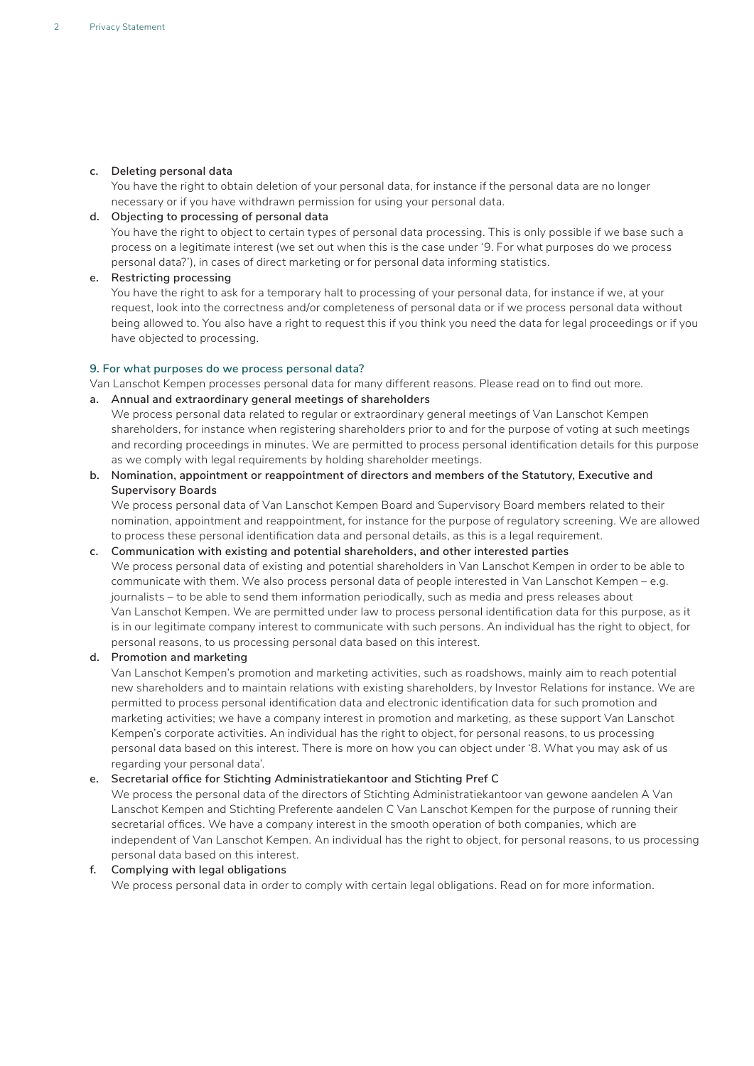c. **Deleting personal data**
   You have the right to obtain deletion of your personal data, for instance if the personal data are no longer necessary or if you have withdrawn permission for using your personal data.

d. **Objecting to processing of personal data**
   You have the right to object to certain types of personal data processing. This is only possible if we base such a process on a legitimate interest (we set out when this is the case under '9. For what purposes do we process personal data?'), in cases of direct marketing or for personal data informing statistics.

e. **Restricting processing**
   You have the right to ask for a temporary halt to processing of your personal data, for instance if we, at your request, look into the correctness and/or completeness of personal data or if we process personal data without being allowed to. You also have a right to request this if you think you need the data for legal proceedings or if you have objected to processing.

## 9. For what purposes do we process personal data?

Van Lanschot Kempen processes personal data for many different reasons. Please read on to find out more.

a. **Annual and extraordinary general meetings of shareholders**
   We process personal data related to regular or extraordinary general meetings of Van Lanschot Kempen shareholders, for instance when registering shareholders prior to and for the purpose of voting at such meetings and recording proceedings in minutes. We are permitted to process personal identification details for this purpose as we comply with legal requirements by holding shareholder meetings.

b. **Nomination, appointment or reappointment of directors and members of the Statutory, Executive and Supervisory Boards**
   We process personal data of Van Lanschot Kempen Board and Supervisory Board members related to their nomination, appointment and reappointment, for instance for the purpose of regulatory screening. We are allowed to process these personal identification data and personal details, as this is a legal requirement.

c. **Communication with existing and potential shareholders, and other interested parties**
   We process personal data of existing and potential shareholders in Van Lanschot Kempen in order to be able to communicate with them. We also process personal data of people interested in Van Lanschot Kempen – e.g. journalists – to be able to send them information periodically, such as media and press releases about Van Lanschot Kempen. We are permitted under law to process personal identification data for this purpose, as it is in our legitimate company interest to communicate with such persons. An individual has the right to object, for personal reasons, to us processing personal data based on this interest.

d. **Promotion and marketing**
   Van Lanschot Kempen's promotion and marketing activities, such as roadshows, mainly aim to reach potential new shareholders and to maintain relations with existing shareholders, by Investor Relations for instance. We are permitted to process personal identification data and electronic identification data for such promotion and marketing activities; we have a company interest in promotion and marketing, as these support Van Lanschot Kempen's corporate activities. An individual has the right to object, for personal reasons, to us processing personal data based on this interest. There is more on how you can object under '8. What you may ask of us regarding your personal data'.

e. **Secretarial office for Stichting Administratiekantoor and Stichting Pref C**
   We process the personal data of the directors of Stichting Administratiekantoor van gewone aandelen A Van Lanschot Kempen and Stichting Preferente aandelen C Van Lanschot Kempen for the purpose of running their secretarial offices. We have a company interest in the smooth operation of both companies, which are independent of Van Lanschot Kempen. An individual has the right to object, for personal reasons, to us processing personal data based on this interest.

f. **Complying with legal obligations**
   We process personal data in order to comply with certain legal obligations. Read on for more information.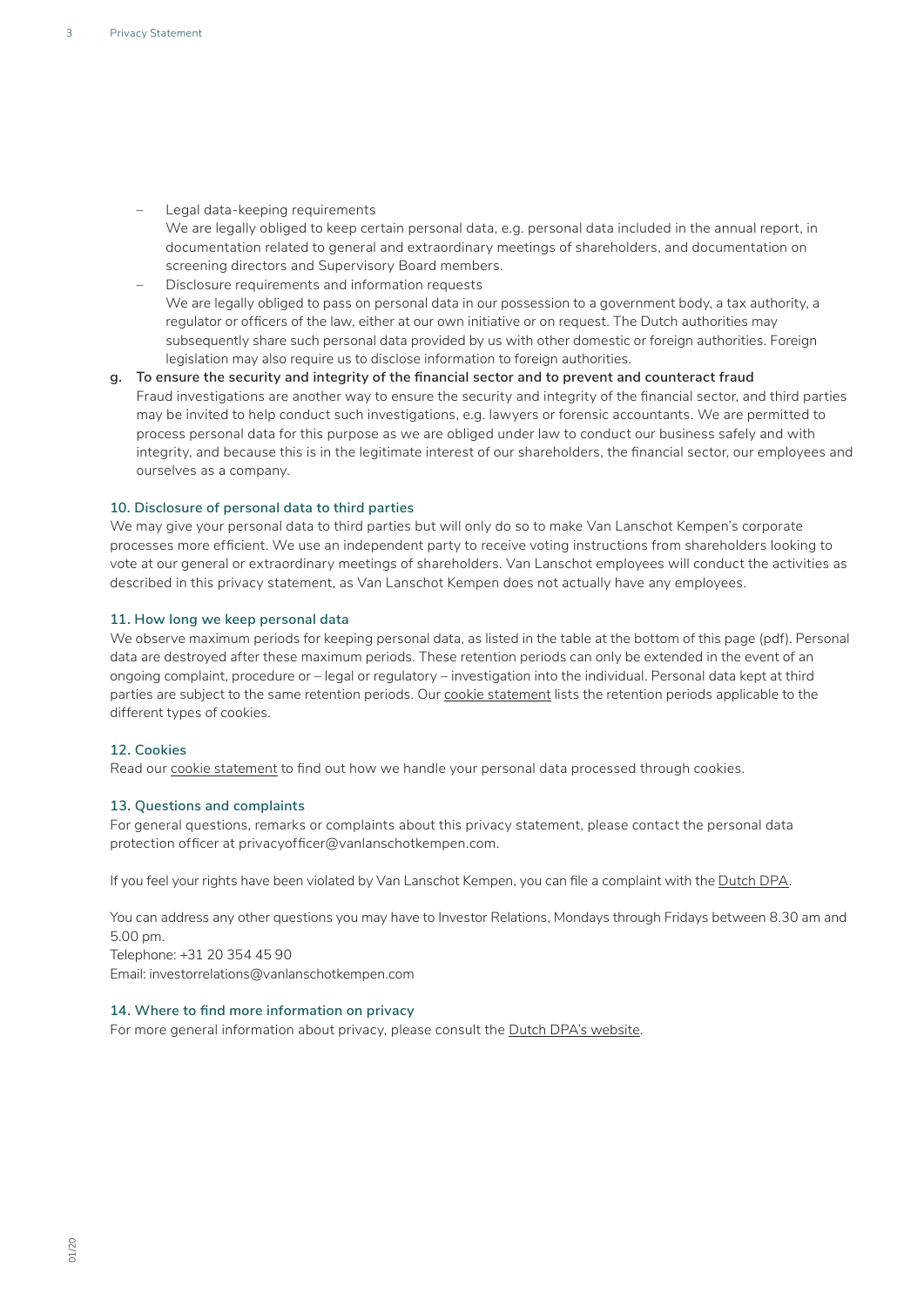- Legal data-keeping requirements
  We are legally obliged to keep certain personal data, e.g. personal data included in the annual report, in documentation related to general and extraordinary meetings of shareholders, and documentation on screening directors and Supervisory Board members.
- Disclosure requirements and information requests
  We are legally obliged to pass on personal data in our possession to a government body, a tax authority, a regulator or officers of the law, either at our own initiative or on request. The Dutch authorities may subsequently share such personal data provided by us with other domestic or foreign authorities. Foreign legislation may also require us to disclose information to foreign authorities.

**g. To ensure the security and integrity of the financial sector and to prevent and counteract fraud**
Fraud investigations are another way to ensure the security and integrity of the financial sector, and third parties may be invited to help conduct such investigations, e.g. lawyers or forensic accountants. We are permitted to process personal data for this purpose as we are obliged under law to conduct our business safely and with integrity, and because this is in the legitimate interest of our shareholders, the financial sector, our employees and ourselves as a company.

### 10. Disclosure of personal data to third parties

We may give your personal data to third parties but will only do so to make Van Lanschot Kempen's corporate processes more efficient. We use an independent party to receive voting instructions from shareholders looking to vote at our general or extraordinary meetings of shareholders. Van Lanschot employees will conduct the activities as described in this privacy statement, as Van Lanschot Kempen does not actually have any employees.

### 11. How long we keep personal data

We observe maximum periods for keeping personal data, as listed in the table at the bottom of this page (pdf). Personal data are destroyed after these maximum periods. These retention periods can only be extended in the event of an ongoing complaint, procedure or – legal or regulatory – investigation into the individual. Personal data kept at third parties are subject to the same retention periods. Our cookie statement lists the retention periods applicable to the different types of cookies.

### 12. Cookies

Read our cookie statement to find out how we handle your personal data processed through cookies.

### 13. Questions and complaints

For general questions, remarks or complaints about this privacy statement, please contact the personal data protection officer at privacyofficer@vanlanschotkempen.com.

If you feel your rights have been violated by Van Lanschot Kempen, you can file a complaint with the Dutch DPA.

You can address any other questions you may have to Investor Relations, Mondays through Fridays between 8.30 am and 5.00 pm.
Telephone: +31 20 354 45 90
Email: investorrelations@vanlanschotkempen.com

### 14. Where to find more information on privacy

For more general information about privacy, please consult the Dutch DPA's website.